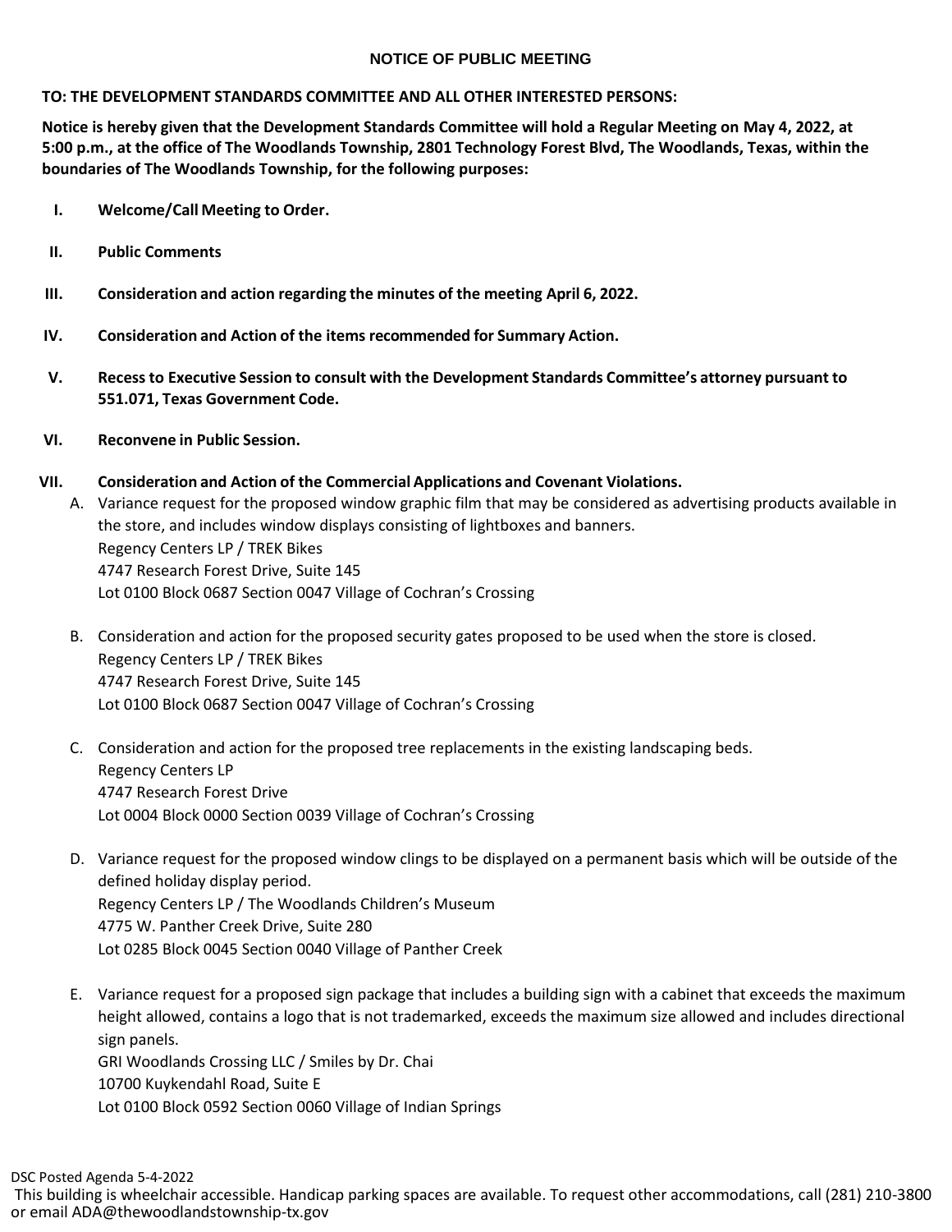# NOTICE OF PUBLIC MEETING

**TO: THE DEVELOPMENT STANDARDS COMMITTEE AND ALL OTHER INTERESTED PERSONS:**

**Notice is hereby given that the Development Standards Committee will hold a Regular Meeting on May 4, 2022, at 5:00 p.m., at the office of The Woodlands Township, 2801 Technology Forest Blvd, The Woodlands, Texas, within the boundaries of The Woodlands Township, for the following purposes:**

I. **Welcome/Call Meeting to Order.**

II. **Public Comments**

III. **Consideration and action regarding the minutes of the meeting April 6, 2022.**

IV. **Consideration and Action of the items recommended for Summary Action.**

V. **Recess to Executive Session to consult with the Development Standards Committee's attorney pursuant to 551.071, Texas Government Code.**

VI. **Reconvene in Public Session.**

VII. **Consideration and Action of the Commercial Applications and Covenant Violations.**

A. Variance request for the proposed window graphic film that may be considered as advertising products available in the store, and includes window displays consisting of lightboxes and banners.
Regency Centers LP / TREK Bikes
4747 Research Forest Drive, Suite 145
Lot 0100 Block 0687 Section 0047 Village of Cochran's Crossing

B. Consideration and action for the proposed security gates proposed to be used when the store is closed.
Regency Centers LP / TREK Bikes
4747 Research Forest Drive, Suite 145
Lot 0100 Block 0687 Section 0047 Village of Cochran's Crossing

C. Consideration and action for the proposed tree replacements in the existing landscaping beds.
Regency Centers LP
4747 Research Forest Drive
Lot 0004 Block 0000 Section 0039 Village of Cochran's Crossing

D. Variance request for the proposed window clings to be displayed on a permanent basis which will be outside of the defined holiday display period.
Regency Centers LP / The Woodlands Children's Museum
4775 W. Panther Creek Drive, Suite 280
Lot 0285 Block 0045 Section 0040 Village of Panther Creek

E. Variance request for a proposed sign package that includes a building sign with a cabinet that exceeds the maximum height allowed, contains a logo that is not trademarked, exceeds the maximum size allowed and includes directional sign panels.
GRI Woodlands Crossing LLC / Smiles by Dr. Chai
10700 Kuykendahl Road, Suite E
Lot 0100 Block 0592 Section 0060 Village of Indian Springs

DSC Posted Agenda 5-4-2022
This building is wheelchair accessible. Handicap parking spaces are available. To request other accommodations, call (281) 210-3800 or email ADA@thewoodlandstownship-tx.gov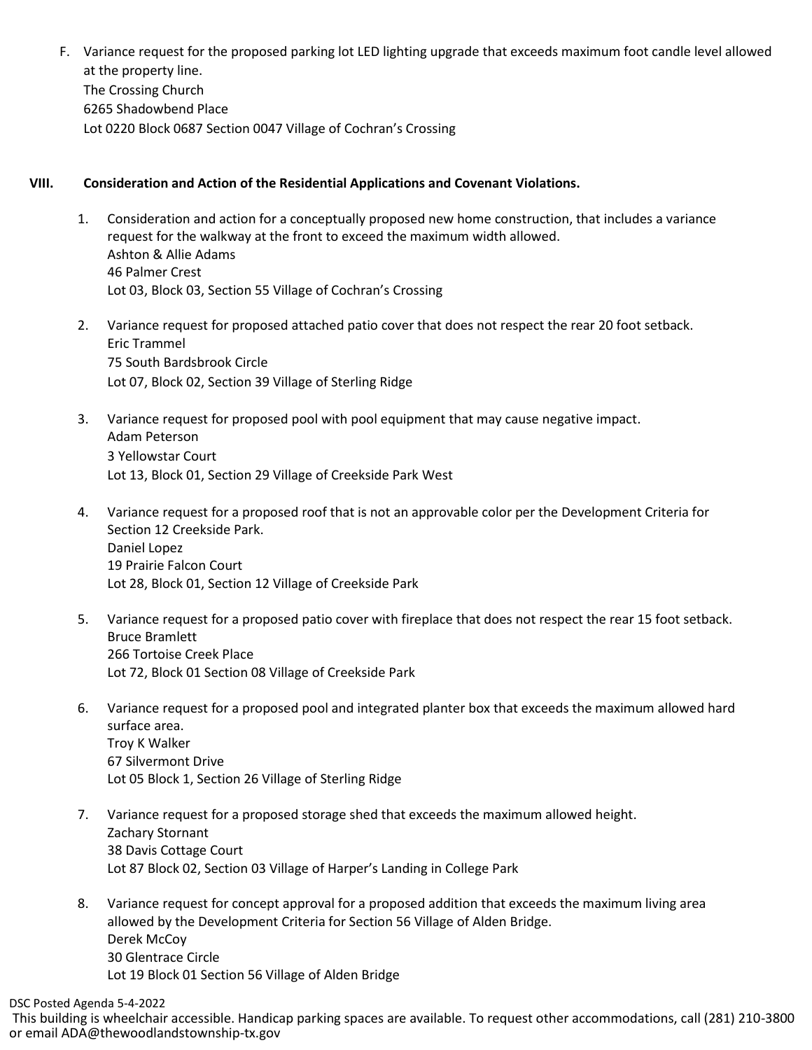F. Variance request for the proposed parking lot LED lighting upgrade that exceeds maximum foot candle level allowed at the property line.
The Crossing Church
6265 Shadowbend Place
Lot 0220 Block 0687 Section 0047 Village of Cochran's Crossing

**VIII. Consideration and Action of the Residential Applications and Covenant Violations.**

1. Consideration and action for a conceptually proposed new home construction, that includes a variance request for the walkway at the front to exceed the maximum width allowed.
   Ashton & Allie Adams
   46 Palmer Crest
   Lot 03, Block 03, Section 55 Village of Cochran's Crossing

2. Variance request for proposed attached patio cover that does not respect the rear 20 foot setback.
   Eric Trammel
   75 South Bardsbrook Circle
   Lot 07, Block 02, Section 39 Village of Sterling Ridge

3. Variance request for proposed pool with pool equipment that may cause negative impact.
   Adam Peterson
   3 Yellowstar Court
   Lot 13, Block 01, Section 29 Village of Creekside Park West

4. Variance request for a proposed roof that is not an approvable color per the Development Criteria for Section 12 Creekside Park.
   Daniel Lopez
   19 Prairie Falcon Court
   Lot 28, Block 01, Section 12 Village of Creekside Park

5. Variance request for a proposed patio cover with fireplace that does not respect the rear 15 foot setback.
   Bruce Bramlett
   266 Tortoise Creek Place
   Lot 72, Block 01 Section 08 Village of Creekside Park

6. Variance request for a proposed pool and integrated planter box that exceeds the maximum allowed hard surface area.
   Troy K Walker
   67 Silvermont Drive
   Lot 05 Block 1, Section 26 Village of Sterling Ridge

7. Variance request for a proposed storage shed that exceeds the maximum allowed height.
   Zachary Stornant
   38 Davis Cottage Court
   Lot 87 Block 02, Section 03 Village of Harper's Landing in College Park

8. Variance request for concept approval for a proposed addition that exceeds the maximum living area allowed by the Development Criteria for Section 56 Village of Alden Bridge.
   Derek McCoy
   30 Glentrace Circle
   Lot 19 Block 01 Section 56 Village of Alden Bridge

DSC Posted Agenda 5-4-2022
This building is wheelchair accessible. Handicap parking spaces are available. To request other accommodations, call (281) 210-3800 or email ADA@thewoodlandstownship-tx.gov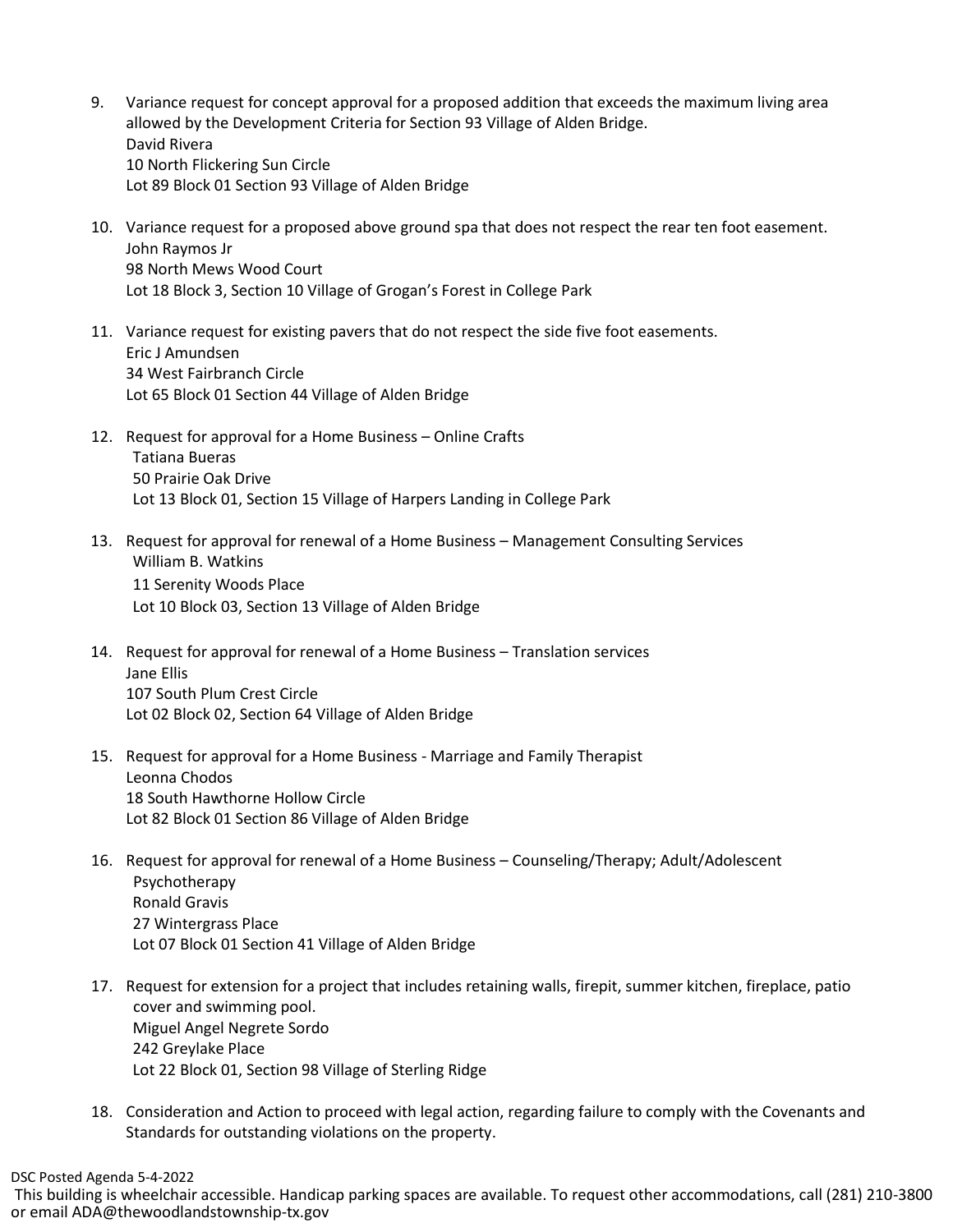9. Variance request for concept approval for a proposed addition that exceeds the maximum living area allowed by the Development Criteria for Section 93 Village of Alden Bridge.
   David Rivera
   10 North Flickering Sun Circle
   Lot 89 Block 01 Section 93 Village of Alden Bridge

10. Variance request for a proposed above ground spa that does not respect the rear ten foot easement.
    John Raymos Jr
    98 North Mews Wood Court
    Lot 18 Block 3, Section 10 Village of Grogan's Forest in College Park

11. Variance request for existing pavers that do not respect the side five foot easements.
    Eric J Amundsen
    34 West Fairbranch Circle
    Lot 65 Block 01 Section 44 Village of Alden Bridge

12. Request for approval for a Home Business – Online Crafts
    Tatiana Bueras
    50 Prairie Oak Drive
    Lot 13 Block 01, Section 15 Village of Harpers Landing in College Park

13. Request for approval for renewal of a Home Business – Management Consulting Services
    William B. Watkins
    11 Serenity Woods Place
    Lot 10 Block 03, Section 13 Village of Alden Bridge

14. Request for approval for renewal of a Home Business – Translation services
    Jane Ellis
    107 South Plum Crest Circle
    Lot 02 Block 02, Section 64 Village of Alden Bridge

15. Request for approval for a Home Business - Marriage and Family Therapist
    Leonna Chodos
    18 South Hawthorne Hollow Circle
    Lot 82 Block 01 Section 86 Village of Alden Bridge

16. Request for approval for renewal of a Home Business – Counseling/Therapy; Adult/Adolescent Psychotherapy
    Ronald Gravis
    27 Wintergrass Place
    Lot 07 Block 01 Section 41 Village of Alden Bridge

17. Request for extension for a project that includes retaining walls, firepit, summer kitchen, fireplace, patio cover and swimming pool.
    Miguel Angel Negrete Sordo
    242 Greylake Place
    Lot 22 Block 01, Section 98 Village of Sterling Ridge

18. Consideration and Action to proceed with legal action, regarding failure to comply with the Covenants and Standards for outstanding violations on the property.

DSC Posted Agenda 5-4-2022

This building is wheelchair accessible. Handicap parking spaces are available. To request other accommodations, call (281) 210-3800 or email ADA@thewoodlandstownship-tx.gov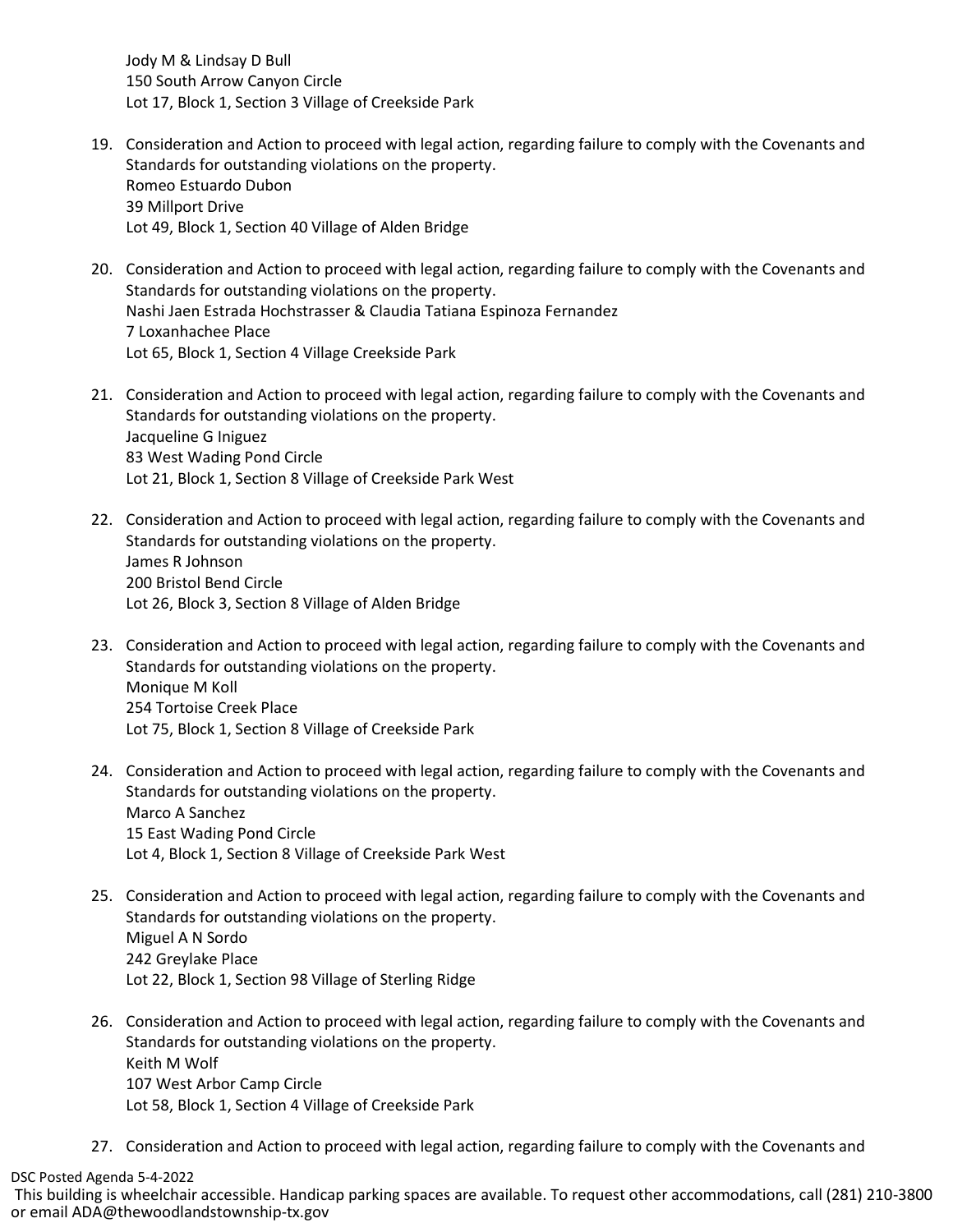Jody M & Lindsay D Bull
150 South Arrow Canyon Circle
Lot 17, Block 1, Section 3 Village of Creekside Park

19. Consideration and Action to proceed with legal action, regarding failure to comply with the Covenants and Standards for outstanding violations on the property.
    Romeo Estuardo Dubon
    39 Millport Drive
    Lot 49, Block 1, Section 40 Village of Alden Bridge

20. Consideration and Action to proceed with legal action, regarding failure to comply with the Covenants and Standards for outstanding violations on the property.
    Nashi Jaen Estrada Hochstrasser & Claudia Tatiana Espinoza Fernandez
    7 Loxanhachee Place
    Lot 65, Block 1, Section 4 Village Creekside Park

21. Consideration and Action to proceed with legal action, regarding failure to comply with the Covenants and Standards for outstanding violations on the property.
    Jacqueline G Iniguez
    83 West Wading Pond Circle
    Lot 21, Block 1, Section 8 Village of Creekside Park West

22. Consideration and Action to proceed with legal action, regarding failure to comply with the Covenants and Standards for outstanding violations on the property.
    James R Johnson
    200 Bristol Bend Circle
    Lot 26, Block 3, Section 8 Village of Alden Bridge

23. Consideration and Action to proceed with legal action, regarding failure to comply with the Covenants and Standards for outstanding violations on the property.
    Monique M Koll
    254 Tortoise Creek Place
    Lot 75, Block 1, Section 8 Village of Creekside Park

24. Consideration and Action to proceed with legal action, regarding failure to comply with the Covenants and Standards for outstanding violations on the property.
    Marco A Sanchez
    15 East Wading Pond Circle
    Lot 4, Block 1, Section 8 Village of Creekside Park West

25. Consideration and Action to proceed with legal action, regarding failure to comply with the Covenants and Standards for outstanding violations on the property.
    Miguel A N Sordo
    242 Greylake Place
    Lot 22, Block 1, Section 98 Village of Sterling Ridge

26. Consideration and Action to proceed with legal action, regarding failure to comply with the Covenants and Standards for outstanding violations on the property.
    Keith M Wolf
    107 West Arbor Camp Circle
    Lot 58, Block 1, Section 4 Village of Creekside Park

27. Consideration and Action to proceed with legal action, regarding failure to comply with the Covenants and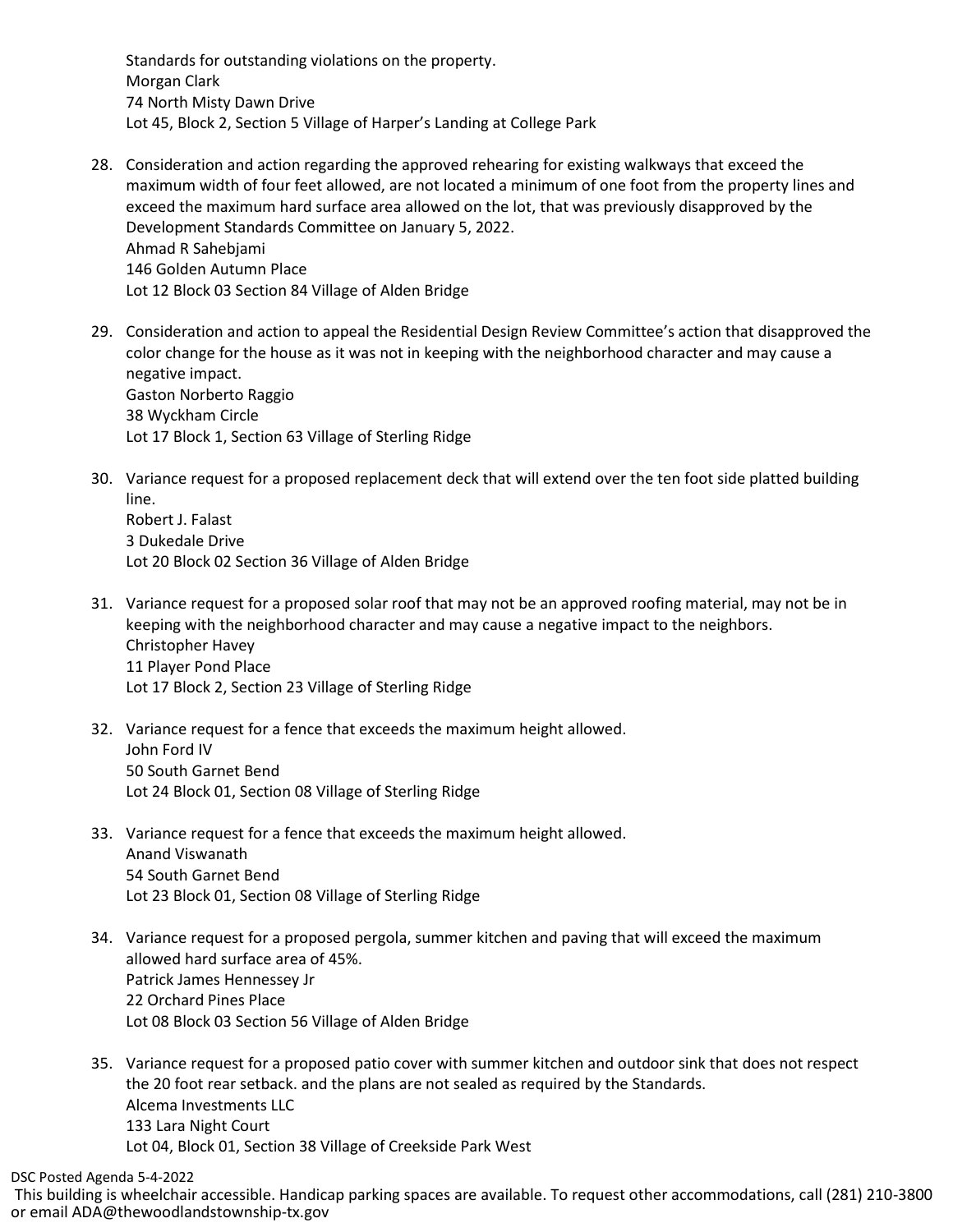Standards for outstanding violations on the property.
Morgan Clark
74 North Misty Dawn Drive
Lot 45, Block 2, Section 5 Village of Harper's Landing at College Park

28. Consideration and action regarding the approved rehearing for existing walkways that exceed the maximum width of four feet allowed, are not located a minimum of one foot from the property lines and exceed the maximum hard surface area allowed on the lot, that was previously disapproved by the Development Standards Committee on January 5, 2022.
    Ahmad R Sahebjami
    146 Golden Autumn Place
    Lot 12 Block 03 Section 84 Village of Alden Bridge

29. Consideration and action to appeal the Residential Design Review Committee's action that disapproved the color change for the house as it was not in keeping with the neighborhood character and may cause a negative impact.
    Gaston Norberto Raggio
    38 Wyckham Circle
    Lot 17 Block 1, Section 63 Village of Sterling Ridge

30. Variance request for a proposed replacement deck that will extend over the ten foot side platted building line.
    Robert J. Falast
    3 Dukedale Drive
    Lot 20 Block 02 Section 36 Village of Alden Bridge

31. Variance request for a proposed solar roof that may not be an approved roofing material, may not be in keeping with the neighborhood character and may cause a negative impact to the neighbors.
    Christopher Havey
    11 Player Pond Place
    Lot 17 Block 2, Section 23 Village of Sterling Ridge

32. Variance request for a fence that exceeds the maximum height allowed.
    John Ford IV
    50 South Garnet Bend
    Lot 24 Block 01, Section 08 Village of Sterling Ridge

33. Variance request for a fence that exceeds the maximum height allowed.
    Anand Viswanath
    54 South Garnet Bend
    Lot 23 Block 01, Section 08 Village of Sterling Ridge

34. Variance request for a proposed pergola, summer kitchen and paving that will exceed the maximum allowed hard surface area of 45%.
    Patrick James Hennessey Jr
    22 Orchard Pines Place
    Lot 08 Block 03 Section 56 Village of Alden Bridge

35. Variance request for a proposed patio cover with summer kitchen and outdoor sink that does not respect the 20 foot rear setback. and the plans are not sealed as required by the Standards.
    Alcema Investments LLC
    133 Lara Night Court
    Lot 04, Block 01, Section 38 Village of Creekside Park West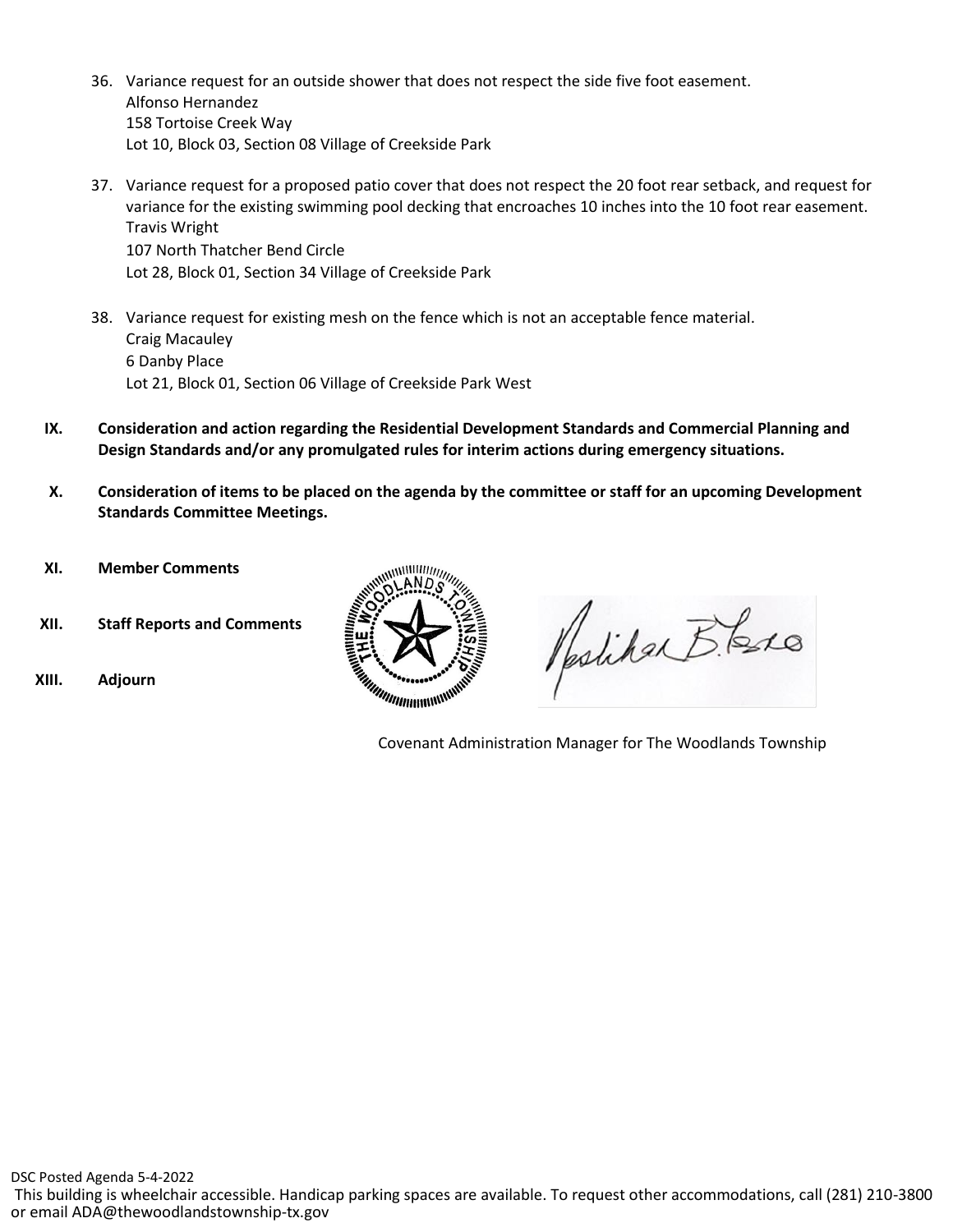36. Variance request for an outside shower that does not respect the side five foot easement.
    Alfonso Hernandez
    158 Tortoise Creek Way
    Lot 10, Block 03, Section 08 Village of Creekside Park

37. Variance request for a proposed patio cover that does not respect the 20 foot rear setback, and request for variance for the existing swimming pool decking that encroaches 10 inches into the 10 foot rear easement.
    Travis Wright
    107 North Thatcher Bend Circle
    Lot 28, Block 01, Section 34 Village of Creekside Park

38. Variance request for existing mesh on the fence which is not an acceptable fence material.
    Craig Macauley
    6 Danby Place
    Lot 21, Block 01, Section 06 Village of Creekside Park West

**IX. Consideration and action regarding the Residential Development Standards and Commercial Planning and Design Standards and/or any promulgated rules for interim actions during emergency situations.**

**X. Consideration of items to be placed on the agenda by the committee or staff for an upcoming Development Standards Committee Meetings.**

**XI. Member Comments**

**XII. Staff Reports and Comments**

**XIII. Adjourn**

Covenant Administration Manager for The Woodlands Township

DSC Posted Agenda 5-4-2022

This building is wheelchair accessible. Handicap parking spaces are available. To request other accommodations, call (281) 210-3800 or email ADA@thewoodlandstownship-tx.gov